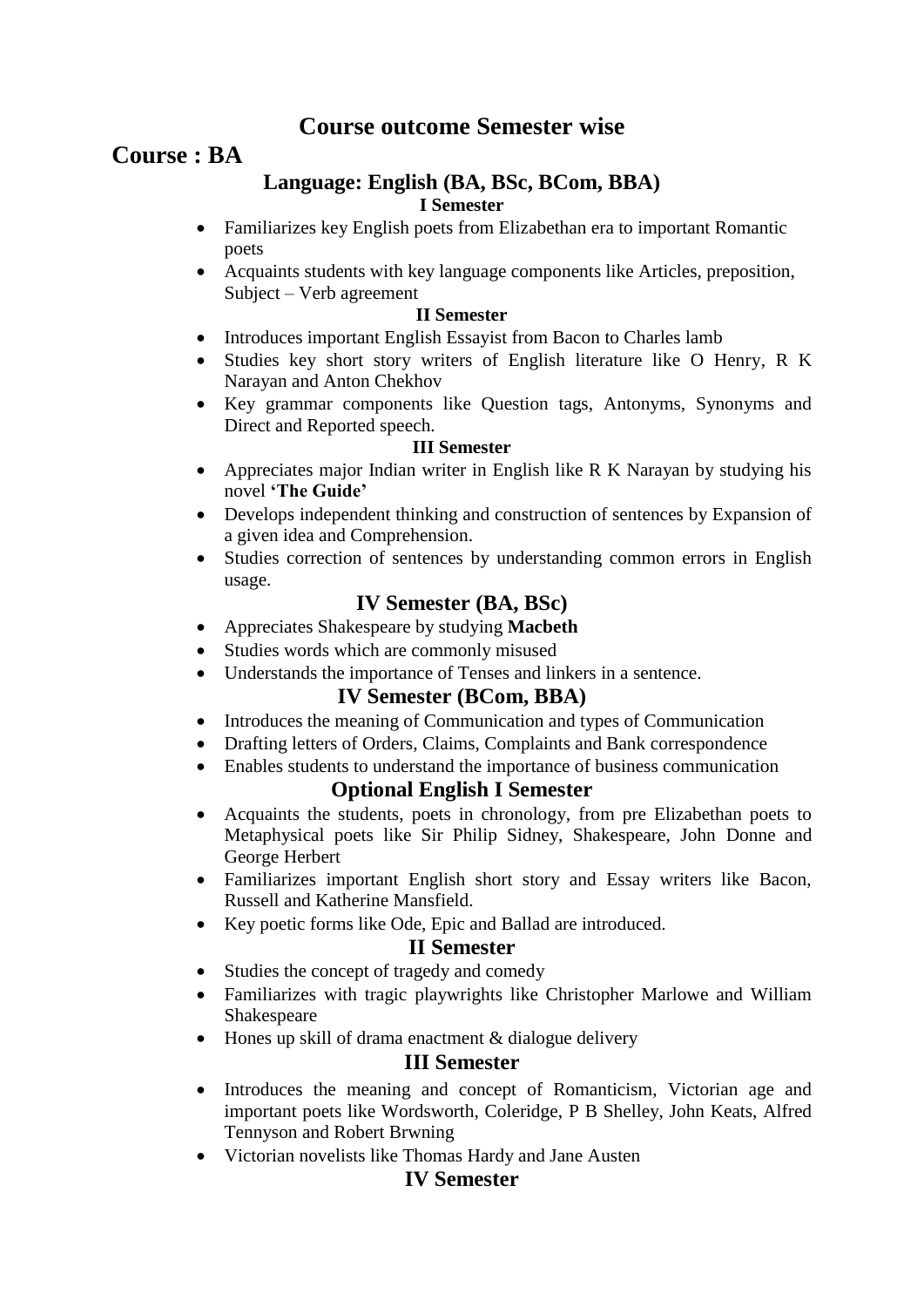# Course outcome Semester wise

## Course : BA

### Language: English (BA, BSc, BCom, BBA)

#### I Semester

- Familiarizes key English poets from Elizabethan era to important Romantic poets
- Acquaints students with key language components like Articles, preposition, Subject – Verb agreement

#### II Semester

- Introduces important English Essayist from Bacon to Charles lamb
- Studies key short story writers of English literature like O Henry, R K Narayan and Anton Chekhov
- Key grammar components like Question tags, Antonyms, Synonyms and Direct and Reported speech.

#### III Semester

- Appreciates major Indian writer in English like R K Narayan by studying his novel **'The Guide'**
- Develops independent thinking and construction of sentences by Expansion of a given idea and Comprehension.
- Studies correction of sentences by understanding common errors in English usage.

### IV Semester (BA, BSc)

- Appreciates Shakespeare by studying **Macbeth**
- Studies words which are commonly misused
- Understands the importance of Tenses and linkers in a sentence.

### IV Semester (BCom, BBA)

- Introduces the meaning of Communication and types of Communication
- Drafting letters of Orders, Claims, Complaints and Bank correspondence
- Enables students to understand the importance of business communication

### Optional English I Semester

- Acquaints the students, poets in chronology, from pre Elizabethan poets to Metaphysical poets like Sir Philip Sidney, Shakespeare, John Donne and George Herbert
- Familiarizes important English short story and Essay writers like Bacon, Russell and Katherine Mansfield.
- Key poetic forms like Ode, Epic and Ballad are introduced.

### II Semester

- Studies the concept of tragedy and comedy
- Familiarizes with tragic playwrights like Christopher Marlowe and William Shakespeare
- Hones up skill of drama enactment & dialogue delivery

### III Semester

- Introduces the meaning and concept of Romanticism, Victorian age and important poets like Wordsworth, Coleridge, P B Shelley, John Keats, Alfred Tennyson and Robert Brwning
- Victorian novelists like Thomas Hardy and Jane Austen

### IV Semester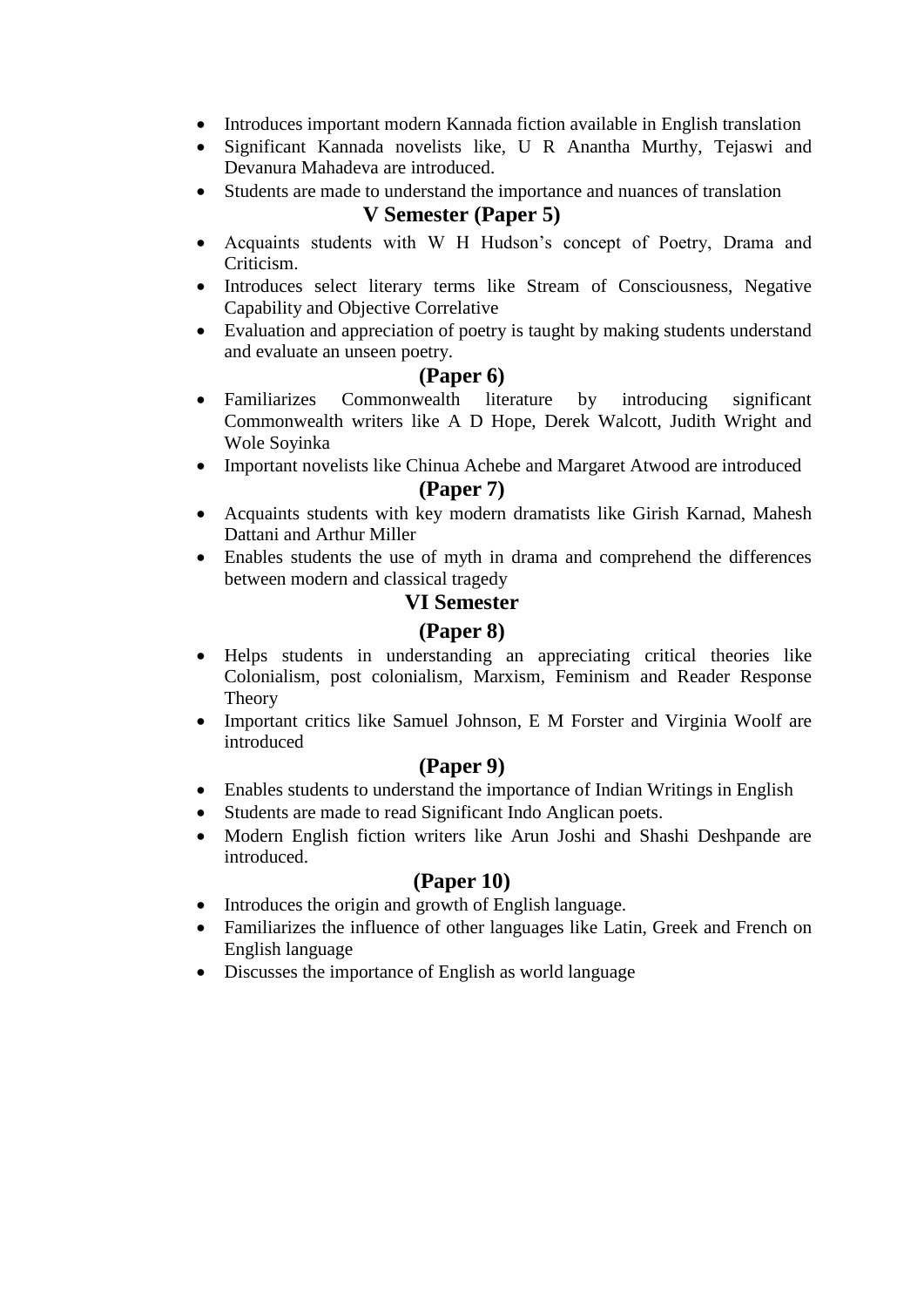- Introduces important modern Kannada fiction available in English translation
- Significant Kannada novelists like, U R Anantha Murthy, Tejaswi and Devanura Mahadeva are introduced.
- Students are made to understand the importance and nuances of translation

## V Semester (Paper 5)

- Acquaints students with W H Hudson's concept of Poetry, Drama and Criticism.
- Introduces select literary terms like Stream of Consciousness, Negative Capability and Objective Correlative
- Evaluation and appreciation of poetry is taught by making students understand and evaluate an unseen poetry.

### (Paper 6)

- Familiarizes Commonwealth literature by introducing significant Commonwealth writers like A D Hope, Derek Walcott, Judith Wright and Wole Soyinka
- Important novelists like Chinua Achebe and Margaret Atwood are introduced

### (Paper 7)

- Acquaints students with key modern dramatists like Girish Karnad, Mahesh Dattani and Arthur Miller
- Enables students the use of myth in drama and comprehend the differences between modern and classical tragedy

## VI Semester

### (Paper 8)

- Helps students in understanding an appreciating critical theories like Colonialism, post colonialism, Marxism, Feminism and Reader Response Theory
- Important critics like Samuel Johnson, E M Forster and Virginia Woolf are introduced

### (Paper 9)

- Enables students to understand the importance of Indian Writings in English
- Students are made to read Significant Indo Anglican poets.
- Modern English fiction writers like Arun Joshi and Shashi Deshpande are introduced.

### (Paper 10)

- Introduces the origin and growth of English language.
- Familiarizes the influence of other languages like Latin, Greek and French on English language
- Discusses the importance of English as world language